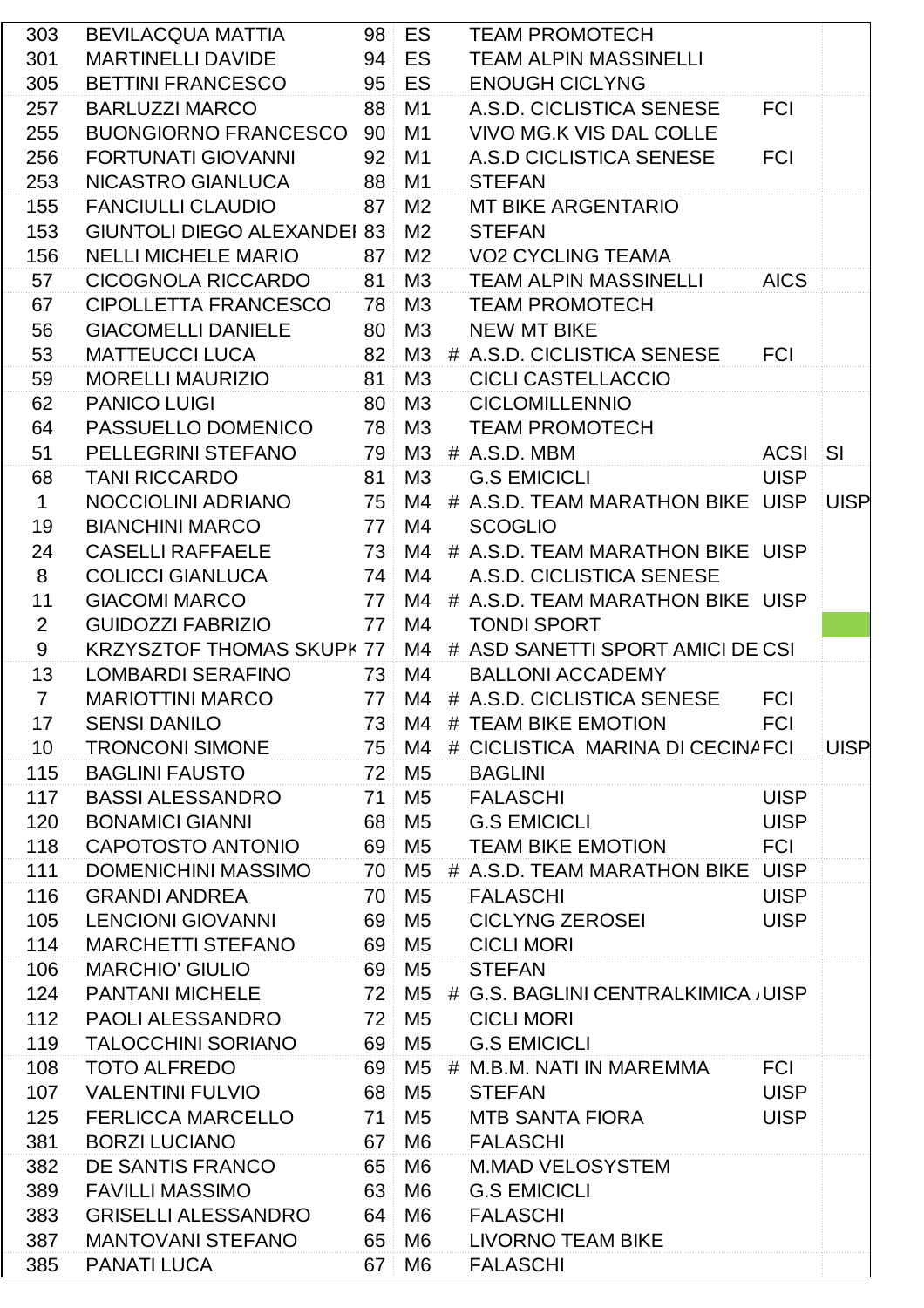| | | | | | | | |
|---|---|---|---|---|---|---|---|
| 303 | BEVILACQUA MATTIA | 98 | ES | | TEAM PROMOTECH | | |
| 301 | MARTINELLI DAVIDE | 94 | ES | | TEAM ALPIN MASSINELLI | | |
| 305 | BETTINI FRANCESCO | 95 | ES | | ENOUGH CICLYNG | | |
| 257 | BARLUZZI MARCO | 88 | M1 | | A.S.D. CICLISTICA SENESE | FCI | |
| 255 | BUONGIORNO FRANCESCO | 90 | M1 | | VIVO MG.K VIS DAL COLLE | | |
| 256 | FORTUNATI GIOVANNI | 92 | M1 | | A.S.D CICLISTICA SENESE | FCI | |
| 253 | NICASTRO GIANLUCA | 88 | M1 | | STEFAN | | |
| 155 | FANCIULLI CLAUDIO | 87 | M2 | | MT BIKE ARGENTARIO | | |
| 153 | GIUNTOLI DIEGO ALEXANDEI | 83 | M2 | | STEFAN | | |
| 156 | NELLI MICHELE MARIO | 87 | M2 | | VO2 CYCLING TEAMA | | |
| 57 | CICOGNOLA RICCARDO | 81 | M3 | | TEAM ALPIN MASSINELLI | AICS | |
| 67 | CIPOLLETTA FRANCESCO | 78 | M3 | | TEAM PROMOTECH | | |
| 56 | GIACOMELLI DANIELE | 80 | M3 | | NEW MT BIKE | | |
| 53 | MATTEUCCI LUCA | 82 | M3 | # | A.S.D. CICLISTICA SENESE | FCI | |
| 59 | MORELLI MAURIZIO | 81 | M3 | | CICLI CASTELLACCIO | | |
| 62 | PANICO LUIGI | 80 | M3 | | CICLOMILLENNIO | | |
| 64 | PASSUELLO DOMENICO | 78 | M3 | | TEAM PROMOTECH | | |
| 51 | PELLEGRINI STEFANO | 79 | M3 | # | A.S.D. MBM | ACSI | SI |
| 68 | TANI RICCARDO | 81 | M3 | | G.S EMICICLI | UISP | |
| 1 | NOCCIOLINI ADRIANO | 75 | M4 | # | A.S.D. TEAM MARATHON BIKE | UISP | UISP |
| 19 | BIANCHINI MARCO | 77 | M4 | | SCOGLIO | | |
| 24 | CASELLI RAFFAELE | 73 | M4 | # | A.S.D. TEAM MARATHON BIKE | UISP | |
| 8 | COLICCI GIANLUCA | 74 | M4 | | A.S.D. CICLISTICA SENESE | | |
| 11 | GIACOMI MARCO | 77 | M4 | # | A.S.D. TEAM MARATHON BIKE | UISP | |
| 2 | GUIDOZZI FABRIZIO | 77 | M4 | | TONDI SPORT | | |
| 9 | KRZYSZTOF THOMAS SKUPK | 77 | M4 | # | ASD SANETTI SPORT AMICI DE | CSI | |
| 13 | LOMBARDI SERAFINO | 73 | M4 | | BALLONI ACCADEMY | | |
| 7 | MARIOTTINI MARCO | 77 | M4 | # | A.S.D. CICLISTICA SENESE | FCI | |
| 17 | SENSI DANILO | 73 | M4 | # | TEAM BIKE EMOTION | FCI | |
| 10 | TRONCONI SIMONE | 75 | M4 | # | CICLISTICA MARINA DI CECINA | FCI | UISP |
| 115 | BAGLINI FAUSTO | 72 | M5 | | BAGLINI | | |
| 117 | BASSI ALESSANDRO | 71 | M5 | | FALASCHI | UISP | |
| 120 | BONAMICI GIANNI | 68 | M5 | | G.S EMICICLI | UISP | |
| 118 | CAPOTOSTO ANTONIO | 69 | M5 | | TEAM BIKE EMOTION | FCI | |
| 111 | DOMENICHINI MASSIMO | 70 | M5 | # | A.S.D. TEAM MARATHON BIKE | UISP | |
| 116 | GRANDI ANDREA | 70 | M5 | | FALASCHI | UISP | |
| 105 | LENCIONI GIOVANNI | 69 | M5 | | CICLYNG ZEROSEI | UISP | |
| 114 | MARCHETTI STEFANO | 69 | M5 | | CICLI MORI | | |
| 106 | MARCHIO' GIULIO | 69 | M5 | | STEFAN | | |
| 124 | PANTANI MICHELE | 72 | M5 | # | G.S. BAGLINI CENTRALKIMICA / | UISP | |
| 112 | PAOLI ALESSANDRO | 72 | M5 | | CICLI MORI | | |
| 119 | TALOCCHINI SORIANO | 69 | M5 | | G.S EMICICLI | | |
| 108 | TOTO ALFREDO | 69 | M5 | # | M.B.M. NATI IN MAREMMA | FCI | |
| 107 | VALENTINI FULVIO | 68 | M5 | | STEFAN | UISP | |
| 125 | FERLICCA MARCELLO | 71 | M5 | | MTB SANTA FIORA | UISP | |
| 381 | BORZI LUCIANO | 67 | M6 | | FALASCHI | | |
| 382 | DE SANTIS FRANCO | 65 | M6 | | M.MAD VELOSYSTEM | | |
| 389 | FAVILLI MASSIMO | 63 | M6 | | G.S EMICICLI | | |
| 383 | GRISELLI ALESSANDRO | 64 | M6 | | FALASCHI | | |
| 387 | MANTOVANI STEFANO | 65 | M6 | | LIVORNO TEAM BIKE | | |
| 385 | PANATI LUCA | 67 | M6 | | FALASCHI | | |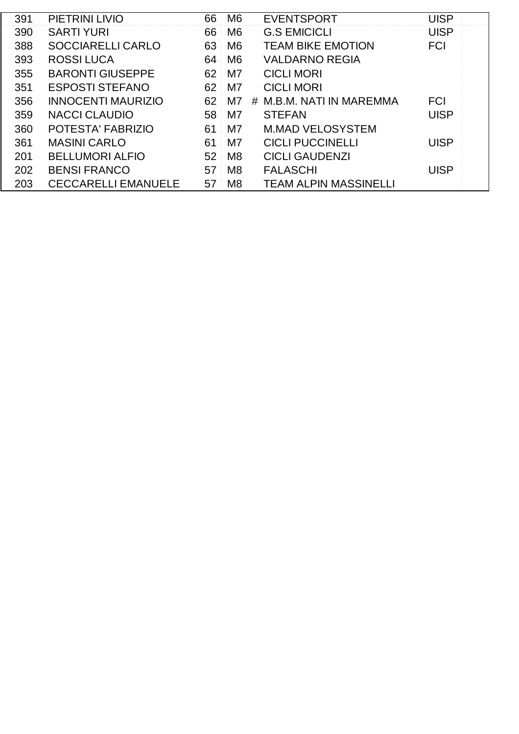| | | | | | | | |
|---|---|---|---|---|---|---|---|
| 391 | PIETRINI LIVIO | 66 | M6 | | EVENTSPORT | UISP | |
| 390 | SARTI YURI | 66 | M6 | | G.S EMICICLI | UISP | |
| 388 | SOCCIARELLI CARLO | 63 | M6 | | TEAM BIKE EMOTION | FCI | |
| 393 | ROSSI LUCA | 64 | M6 | | VALDARNO REGIA | | |
| 355 | BARONTI GIUSEPPE | 62 | M7 | | CICLI MORI | | |
| 351 | ESPOSTI STEFANO | 62 | M7 | | CICLI MORI | | |
| 356 | INNOCENTI MAURIZIO | 62 | M7 | # | M.B.M. NATI IN MAREMMA | FCI | |
| 359 | NACCI CLAUDIO | 58 | M7 | | STEFAN | UISP | |
| 360 | POTESTA' FABRIZIO | 61 | M7 | | M.MAD VELOSYSTEM | | |
| 361 | MASINI CARLO | 61 | M7 | | CICLI PUCCINELLI | UISP | |
| 201 | BELLUMORI ALFIO | 52 | M8 | | CICLI GAUDENZI | | |
| 202 | BENSI FRANCO | 57 | M8 | | FALASCHI | UISP | |
| 203 | CECCARELLI EMANUELE | 57 | M8 | | TEAM ALPIN MASSINELLI | | |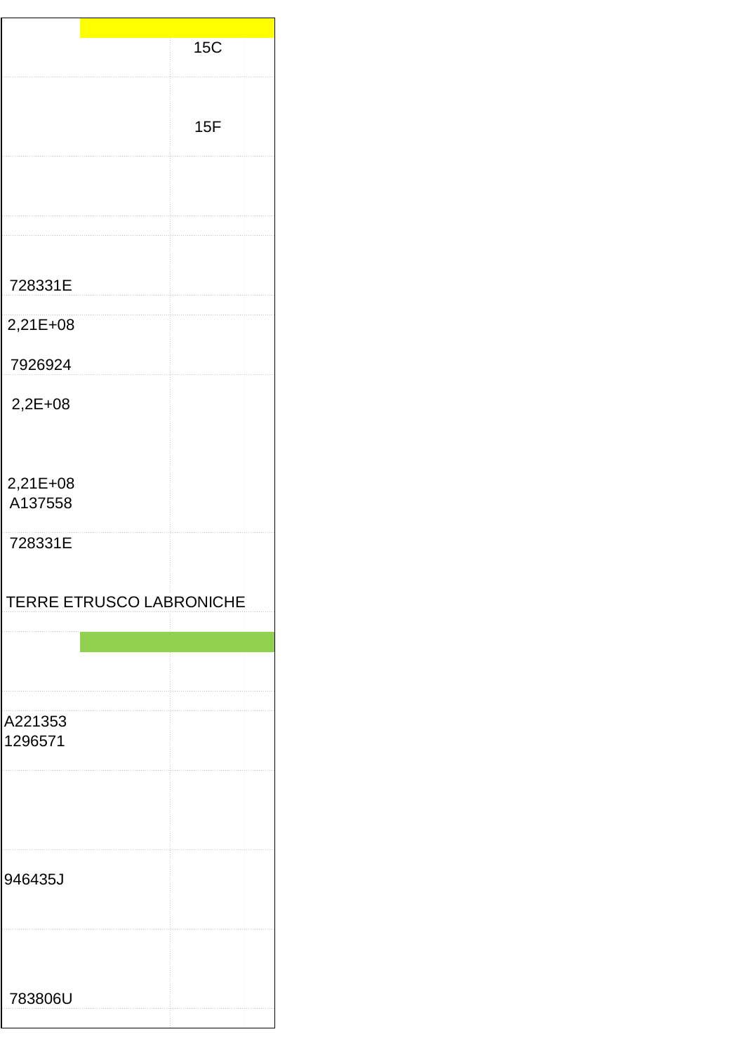| | |
|---|---|
| | 15C |
| | 15F |
| | |
| | |
| 728331E | |
| 2,21E+08 | |
| 7926924 | |
| 2,2E+08 | |
| 2,21E+08<br>A137558 | |
| 728331E | |
| TERRE ETRUSCO LABRONICHE | |
| | |
| | |
| A221353<br>1296571 | |
| | |
| 946435J | |
| 783806U | |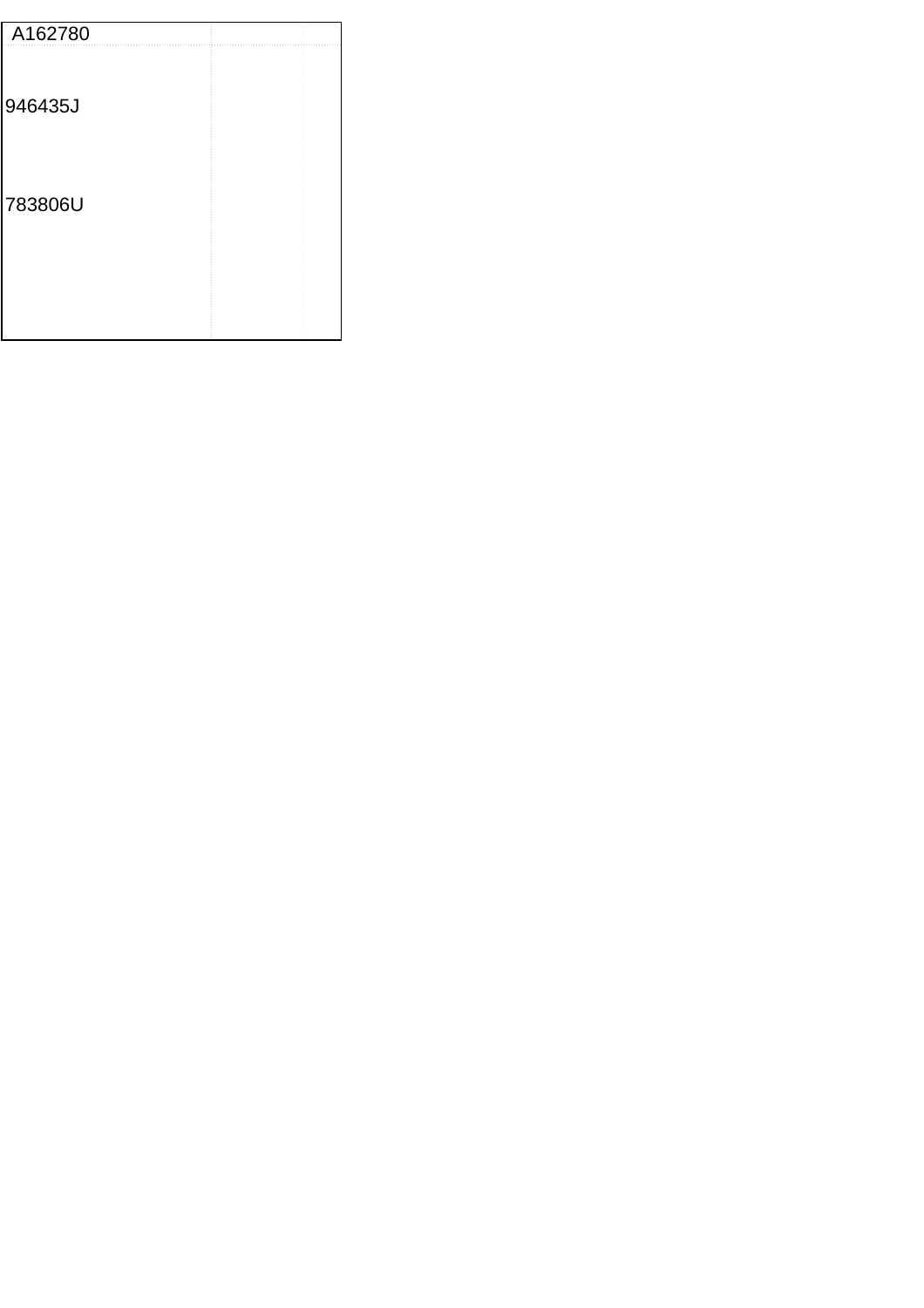| A162780 | | |
|---|---|---|
| 946435J | | |
| 783806U | | |